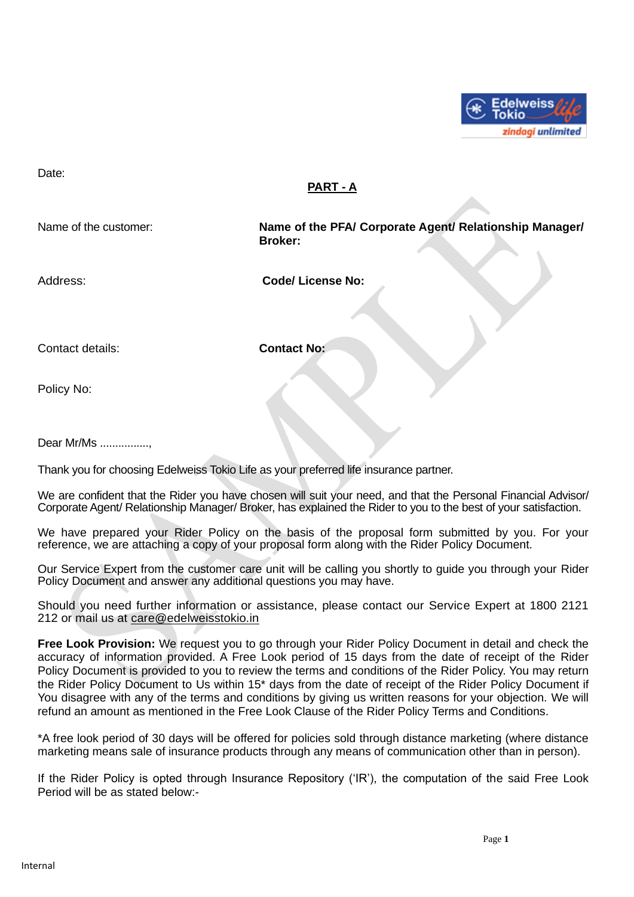Date:

## PART - A

Name of the customer:

**Name of the PFA/ Corporate Agent/ Relationship Manager/ Broker:**

Address:

**Code/ License No:**

Contact details:

**Contact No:**

Policy No:

Dear Mr/Ms ................,

Thank you for choosing Edelweiss Tokio Life as your preferred life insurance partner.

We are confident that the Rider you have chosen will suit your need, and that the Personal Financial Advisor/ Corporate Agent/ Relationship Manager/ Broker, has explained the Rider to you to the best of your satisfaction.

We have prepared your Rider Policy on the basis of the proposal form submitted by you. For your reference, we are attaching a copy of your proposal form along with the Rider Policy Document.

Our Service Expert from the customer care unit will be calling you shortly to guide you through your Rider Policy Document and answer any additional questions you may have.

Should you need further information or assistance, please contact our Service Expert at 1800 2121 212 or mail us at care@edelweisstokio.in

**Free Look Provision:** We request you to go through your Rider Policy Document in detail and check the accuracy of information provided. A Free Look period of 15 days from the date of receipt of the Rider Policy Document is provided to you to review the terms and conditions of the Rider Policy. You may return the Rider Policy Document to Us within 15* days from the date of receipt of the Rider Policy Document if You disagree with any of the terms and conditions by giving us written reasons for your objection. We will refund an amount as mentioned in the Free Look Clause of the Rider Policy Terms and Conditions.

*A free look period of 30 days will be offered for policies sold through distance marketing (where distance marketing means sale of insurance products through any means of communication other than in person).

If the Rider Policy is opted through Insurance Repository ('IR'), the computation of the said Free Look Period will be as stated below:-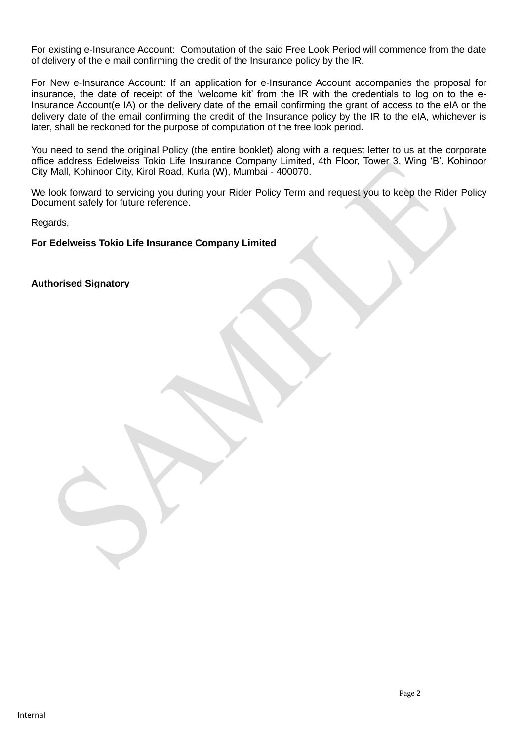For existing e-Insurance Account: Computation of the said Free Look Period will commence from the date of delivery of the e mail confirming the credit of the Insurance policy by the IR.

For New e-Insurance Account: If an application for e-Insurance Account accompanies the proposal for insurance, the date of receipt of the 'welcome kit' from the IR with the credentials to log on to the e-Insurance Account(e IA) or the delivery date of the email confirming the grant of access to the eIA or the delivery date of the email confirming the credit of the Insurance policy by the IR to the eIA, whichever is later, shall be reckoned for the purpose of computation of the free look period.

You need to send the original Policy (the entire booklet) along with a request letter to us at the corporate office address Edelweiss Tokio Life Insurance Company Limited, 4th Floor, Tower 3, Wing 'B', Kohinoor City Mall, Kohinoor City, Kirol Road, Kurla (W), Mumbai - 400070.

We look forward to servicing you during your Rider Policy Term and request you to keep the Rider Policy Document safely for future reference.

Regards,

**For Edelweiss Tokio Life Insurance Company Limited**

**Authorised Signatory**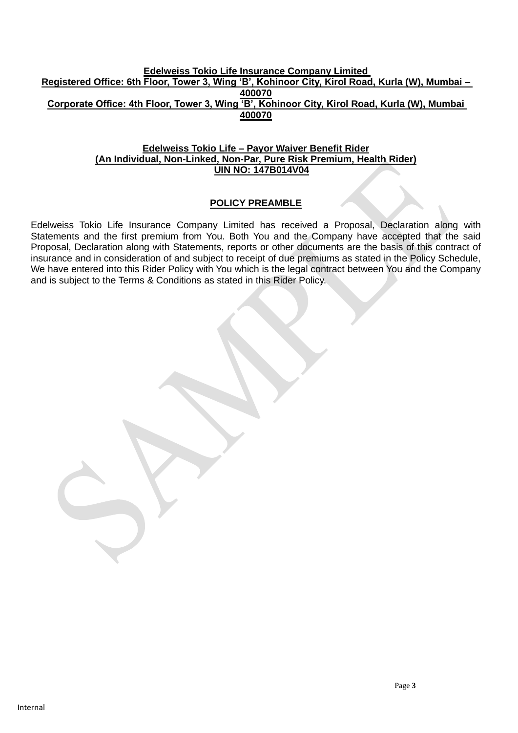**Edelweiss Tokio Life Insurance Company Limited**
**Registered Office: 6th Floor, Tower 3, Wing 'B', Kohinoor City, Kirol Road, Kurla (W), Mumbai – 400070**
**Corporate Office: 4th Floor, Tower 3, Wing 'B', Kohinoor City, Kirol Road, Kurla (W), Mumbai 400070**

**Edelweiss Tokio Life – Payor Waiver Benefit Rider**
**(An Individual, Non-Linked, Non-Par, Pure Risk Premium, Health Rider)**
**UIN NO: 147B014V04**

## POLICY PREAMBLE

Edelweiss Tokio Life Insurance Company Limited has received a Proposal, Declaration along with Statements and the first premium from You. Both You and the Company have accepted that the said Proposal, Declaration along with Statements, reports or other documents are the basis of this contract of insurance and in consideration of and subject to receipt of due premiums as stated in the Policy Schedule, We have entered into this Rider Policy with You which is the legal contract between You and the Company and is subject to the Terms & Conditions as stated in this Rider Policy.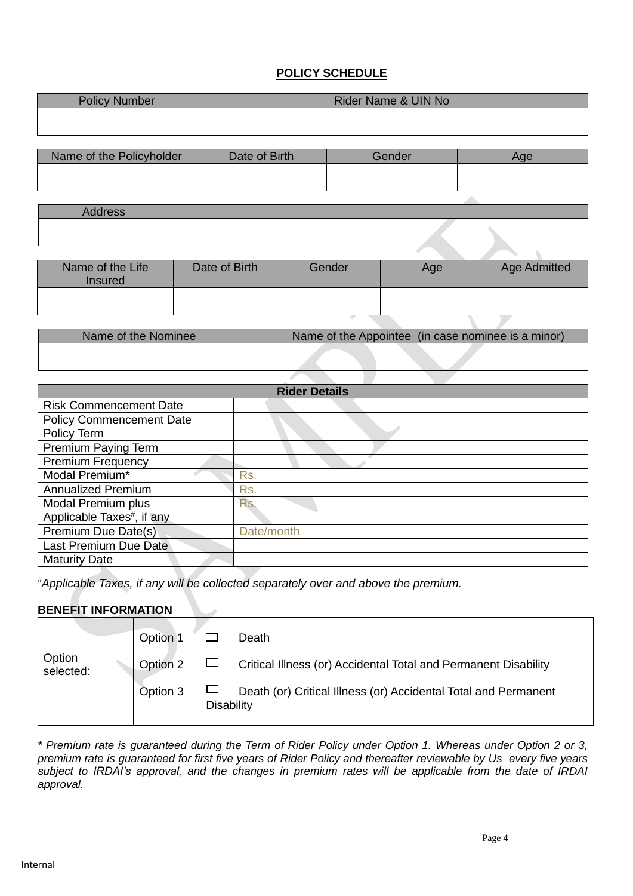## POLICY SCHEDULE

| Policy Number | Rider Name & UIN No |
|---|---|
| | |

| Name of the Policyholder | Date of Birth | Gender | Age |
|---|---|---|---|
| | | | |

| Address |
|---|
| |

| Name of the Life Insured | Date of Birth | Gender | Age | Age Admitted |
|---|---|---|---|---|
| | | | | |

| Name of the Nominee | Name of the Appointee (in case nominee is a minor) |
|---|---|
| | |

| Rider Details | |
|---|---|
| Risk Commencement Date | |
| Policy Commencement Date | |
| Policy Term | |
| Premium Paying Term | |
| Premium Frequency | |
| Modal Premium* | Rs. |
| Annualized Premium | Rs. |
| Modal Premium plus Applicable Taxes#, if any | Rs. |
| Premium Due Date(s) | Date/month |
| Last Premium Due Date | |
| Maturity Date | |

*#Applicable Taxes, if any will be collected separately over and above the premium.*

**BENEFIT INFORMATION**

| Option selected: | | | |
|---|---|---|---|
| | Option 1 | ☐ | Death |
| | Option 2 | ☐ | Critical Illness (or) Accidental Total and Permanent Disability |
| | Option 3 | ☐ | Death (or) Critical Illness (or) Accidental Total and Permanent Disability |

*\* Premium rate is guaranteed during the Term of Rider Policy under Option 1. Whereas under Option 2 or 3, premium rate is guaranteed for first five years of Rider Policy and thereafter reviewable by Us every five years subject to IRDAI's approval, and the changes in premium rates will be applicable from the date of IRDAI approval.*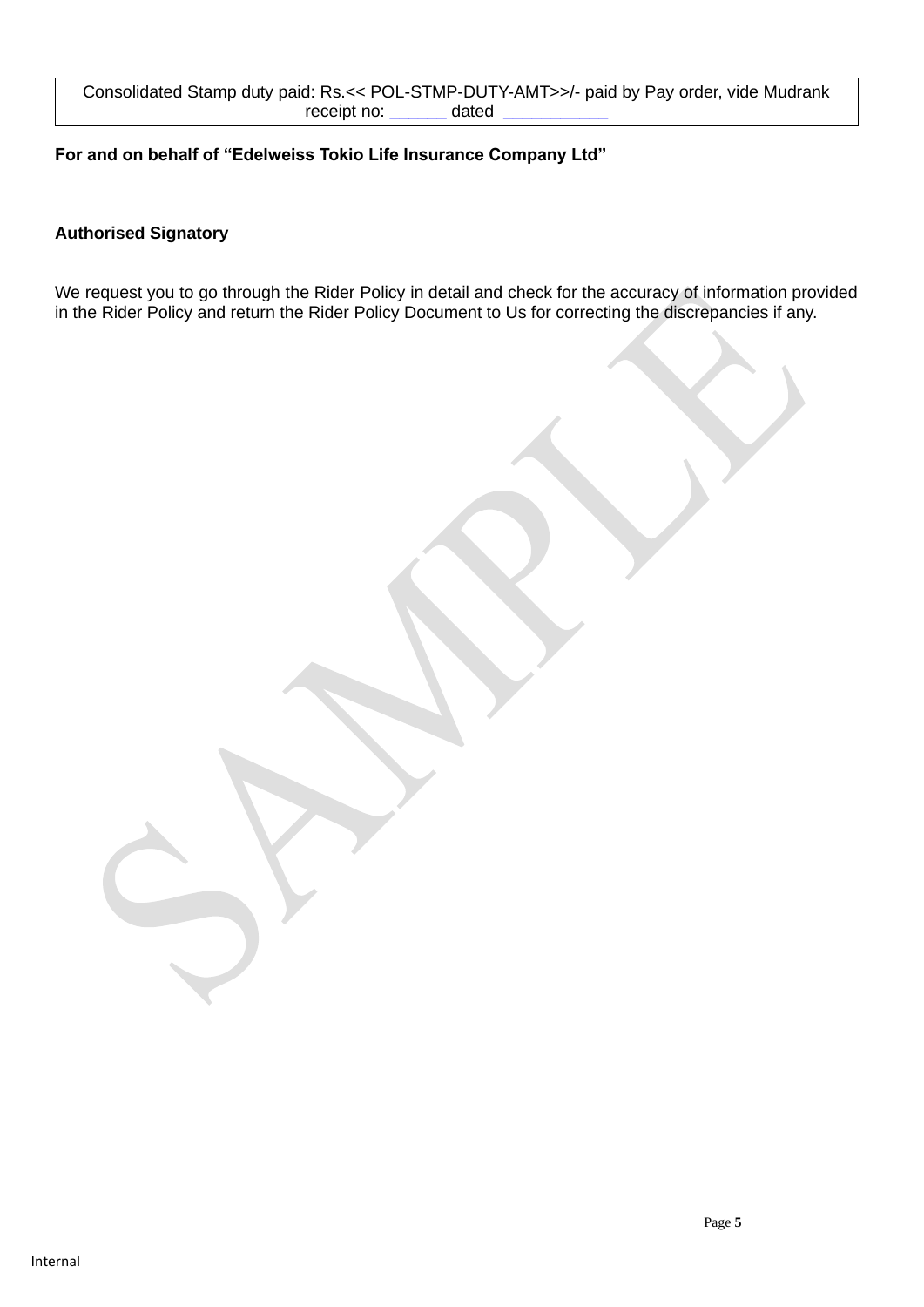| Consolidated Stamp duty paid: Rs.<< POL-STMP-DUTY-AMT>>/- paid by Pay order, vide Mudrank receipt no: ______ dated ___________ |
|---|

**For and on behalf of "Edelweiss Tokio Life Insurance Company Ltd"**

**Authorised Signatory**

We request you to go through the Rider Policy in detail and check for the accuracy of information provided in the Rider Policy and return the Rider Policy Document to Us for correcting the discrepancies if any.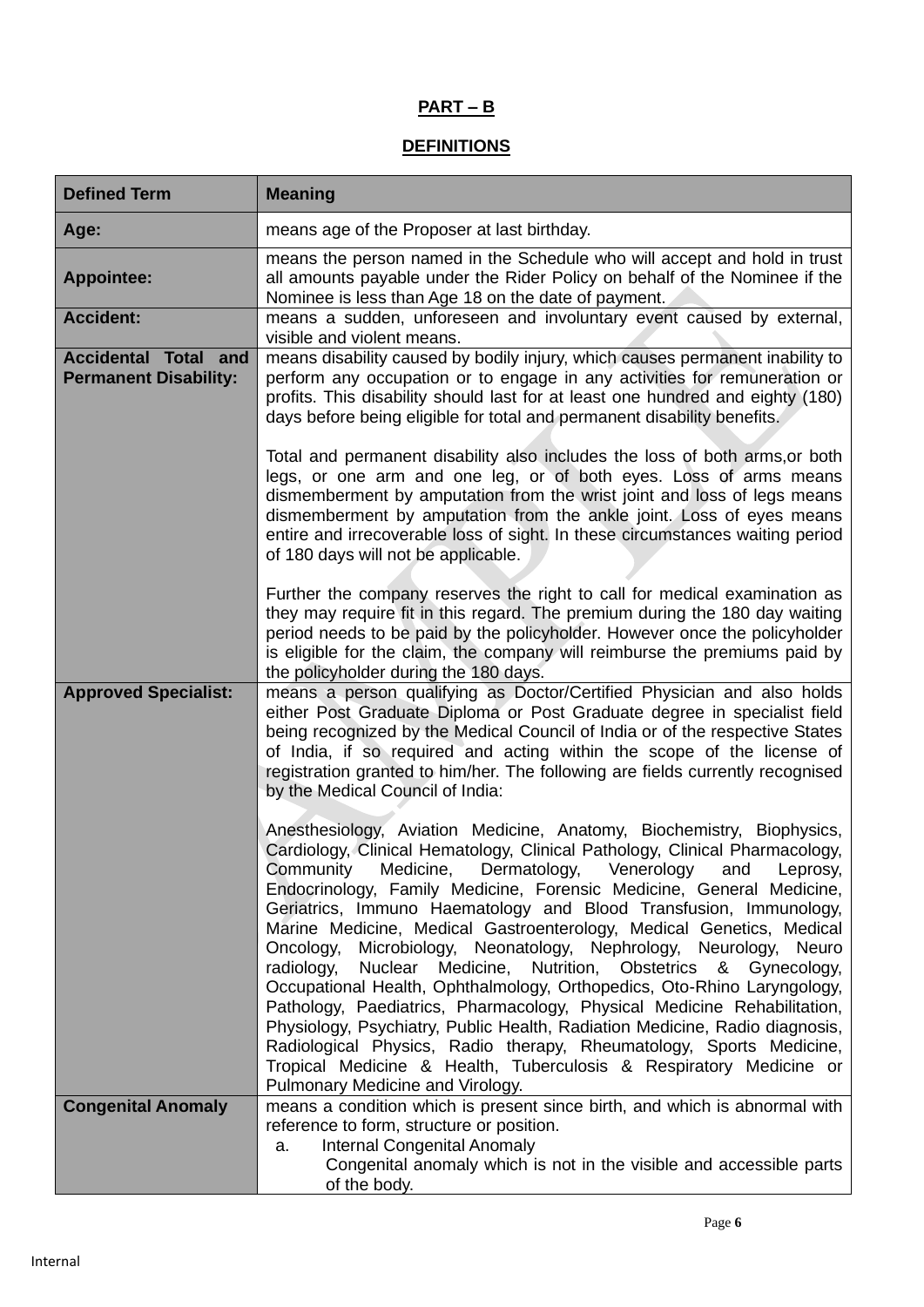## PART – B

## DEFINITIONS

| Defined Term | Meaning |
|---|---|
| **Age:** | means age of the Proposer at last birthday. |
| **Appointee:** | means the person named in the Schedule who will accept and hold in trust all amounts payable under the Rider Policy on behalf of the Nominee if the Nominee is less than Age 18 on the date of payment. |
| **Accident:** | means a sudden, unforeseen and involuntary event caused by external, visible and violent means. |
| **Accidental Total and Permanent Disability:** | means disability caused by bodily injury, which causes permanent inability to perform any occupation or to engage in any activities for remuneration or profits. This disability should last for at least one hundred and eighty (180) days before being eligible for total and permanent disability benefits.<br><br>Total and permanent disability also includes the loss of both arms,or both legs, or one arm and one leg, or of both eyes. Loss of arms means dismemberment by amputation from the wrist joint and loss of legs means dismemberment by amputation from the ankle joint. Loss of eyes means entire and irrecoverable loss of sight. In these circumstances waiting period of 180 days will not be applicable.<br><br>Further the company reserves the right to call for medical examination as they may require fit in this regard. The premium during the 180 day waiting period needs to be paid by the policyholder. However once the policyholder is eligible for the claim, the company will reimburse the premiums paid by the policyholder during the 180 days. |
| **Approved Specialist:** | means a person qualifying as Doctor/Certified Physician and also holds either Post Graduate Diploma or Post Graduate degree in specialist field being recognized by the Medical Council of India or of the respective States of India, if so required and acting within the scope of the license of registration granted to him/her. The following are fields currently recognised by the Medical Council of India:<br><br>Anesthesiology, Aviation Medicine, Anatomy, Biochemistry, Biophysics, Cardiology, Clinical Hematology, Clinical Pathology, Clinical Pharmacology, Community Medicine, Dermatology, Venerology and Leprosy, Endocrinology, Family Medicine, Forensic Medicine, General Medicine, Geriatrics, Immuno Haematology and Blood Transfusion, Immunology, Marine Medicine, Medical Gastroenterology, Medical Genetics, Medical Oncology, Microbiology, Neonatology, Nephrology, Neurology, Neuro radiology, Nuclear Medicine, Nutrition, Obstetrics & Gynecology, Occupational Health, Ophthalmology, Orthopedics, Oto-Rhino Laryngology, Pathology, Paediatrics, Pharmacology, Physical Medicine Rehabilitation, Physiology, Psychiatry, Public Health, Radiation Medicine, Radio diagnosis, Radiological Physics, Radio therapy, Rheumatology, Sports Medicine, Tropical Medicine & Health, Tuberculosis & Respiratory Medicine or Pulmonary Medicine and Virology. |
| **Congenital Anomaly** | means a condition which is present since birth, and which is abnormal with reference to form, structure or position.<br>a. Internal Congenital Anomaly<br>Congenital anomaly which is not in the visible and accessible parts of the body. |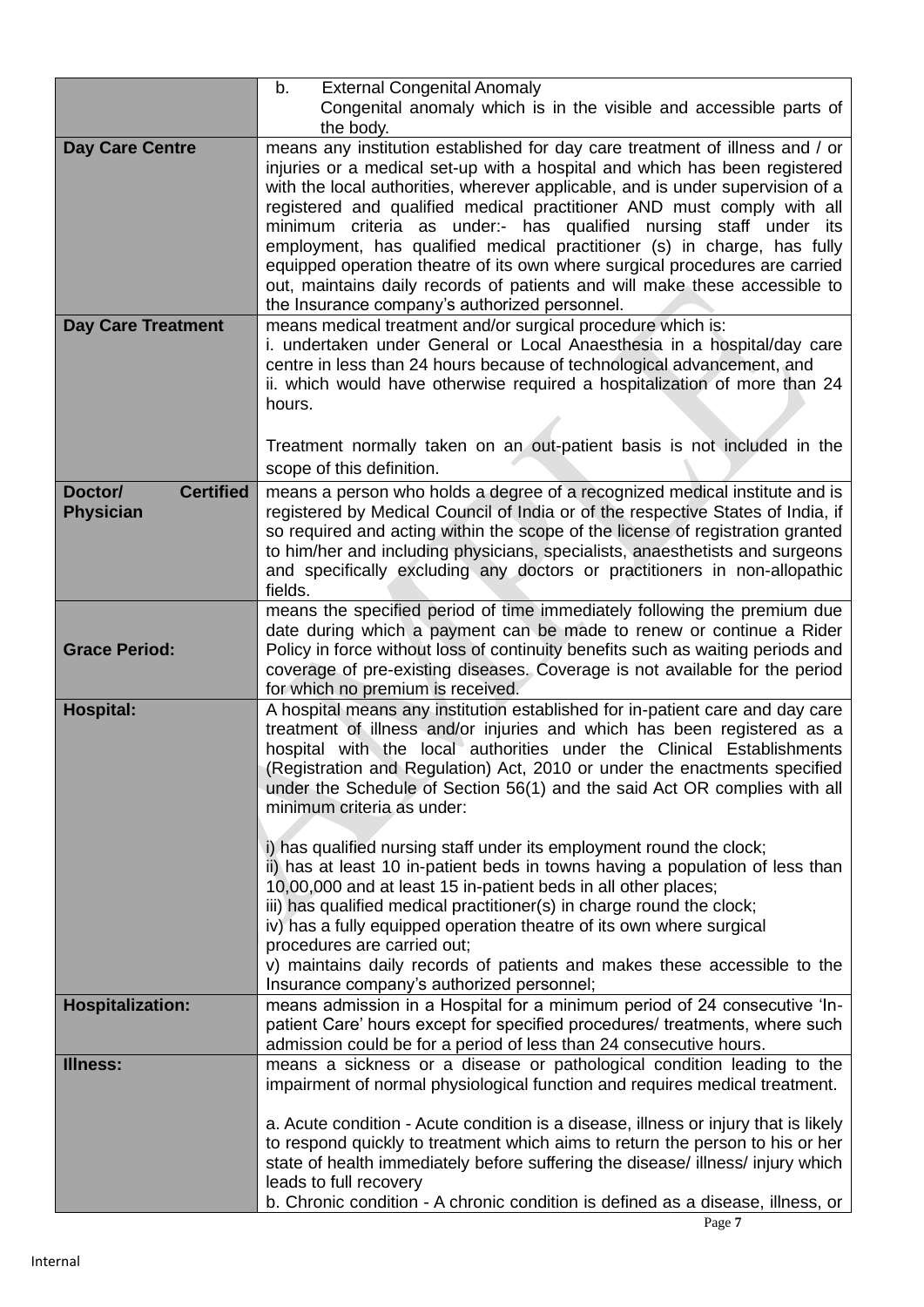| | |
|---|---|
| | b. External Congenital Anomaly<br>Congenital anomaly which is in the visible and accessible parts of the body. |
| **Day Care Centre** | means any institution established for day care treatment of illness and / or injuries or a medical set-up with a hospital and which has been registered with the local authorities, wherever applicable, and is under supervision of a registered and qualified medical practitioner AND must comply with all minimum criteria as under:- has qualified nursing staff under its employment, has qualified medical practitioner (s) in charge, has fully equipped operation theatre of its own where surgical procedures are carried out, maintains daily records of patients and will make these accessible to the Insurance company's authorized personnel. |
| **Day Care Treatment** | means medical treatment and/or surgical procedure which is:<br>i. undertaken under General or Local Anaesthesia in a hospital/day care centre in less than 24 hours because of technological advancement, and<br>ii. which would have otherwise required a hospitalization of more than 24 hours.<br><br>Treatment normally taken on an out-patient basis is not included in the scope of this definition. |
| **Doctor/ Certified Physician** | means a person who holds a degree of a recognized medical institute and is registered by Medical Council of India or of the respective States of India, if so required and acting within the scope of the license of registration granted to him/her and including physicians, specialists, anaesthetists and surgeons and specifically excluding any doctors or practitioners in non-allopathic fields. |
| **Grace Period:** | means the specified period of time immediately following the premium due date during which a payment can be made to renew or continue a Rider Policy in force without loss of continuity benefits such as waiting periods and coverage of pre-existing diseases. Coverage is not available for the period for which no premium is received. |
| **Hospital:** | A hospital means any institution established for in-patient care and day care treatment of illness and/or injuries and which has been registered as a hospital with the local authorities under the Clinical Establishments (Registration and Regulation) Act, 2010 or under the enactments specified under the Schedule of Section 56(1) and the said Act OR complies with all minimum criteria as under:<br><br>i) has qualified nursing staff under its employment round the clock;<br>ii) has at least 10 in-patient beds in towns having a population of less than 10,00,000 and at least 15 in-patient beds in all other places;<br>iii) has qualified medical practitioner(s) in charge round the clock;<br>iv) has a fully equipped operation theatre of its own where surgical procedures are carried out;<br>v) maintains daily records of patients and makes these accessible to the Insurance company's authorized personnel; |
| **Hospitalization:** | means admission in a Hospital for a minimum period of 24 consecutive 'In-patient Care' hours except for specified procedures/ treatments, where such admission could be for a period of less than 24 consecutive hours. |
| **Illness:** | means a sickness or a disease or pathological condition leading to the impairment of normal physiological function and requires medical treatment.<br><br>a. Acute condition - Acute condition is a disease, illness or injury that is likely to respond quickly to treatment which aims to return the person to his or her state of health immediately before suffering the disease/ illness/ injury which leads to full recovery<br>b. Chronic condition - A chronic condition is defined as a disease, illness, or |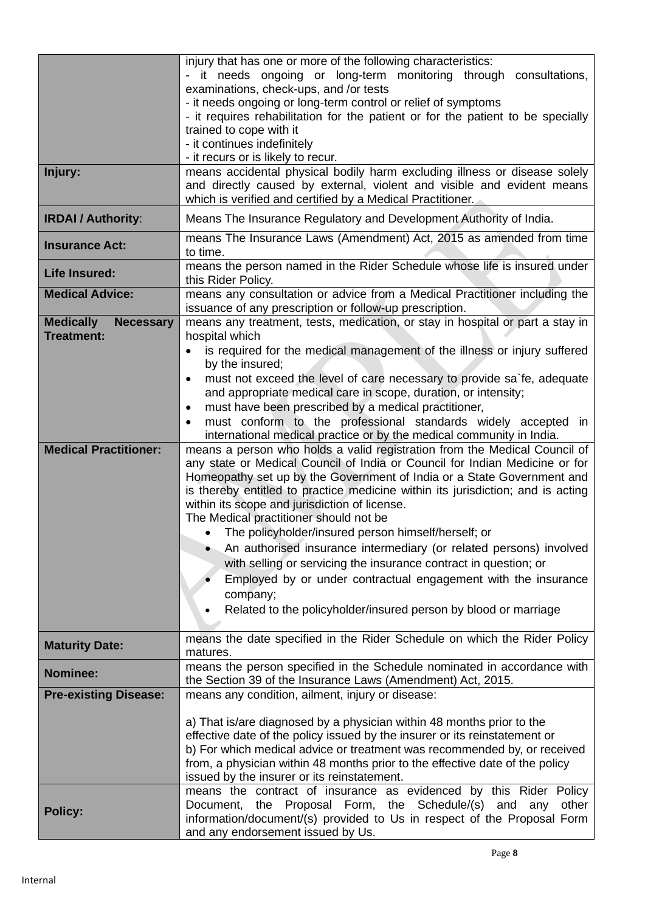| | |
|---|---|
| | injury that has one or more of the following characteristics:<br>- it needs ongoing or long-term monitoring through consultations, examinations, check-ups, and /or tests<br>- it needs ongoing or long-term control or relief of symptoms<br>- it requires rehabilitation for the patient or for the patient to be specially trained to cope with it<br>- it continues indefinitely<br>- it recurs or is likely to recur. |
| **Injury:** | means accidental physical bodily harm excluding illness or disease solely and directly caused by external, violent and visible and evident means which is verified and certified by a Medical Practitioner. |
| **IRDAI / Authority**: | Means The Insurance Regulatory and Development Authority of India. |
| **Insurance Act:** | means The Insurance Laws (Amendment) Act, 2015 as amended from time to time. |
| **Life Insured:** | means the person named in the Rider Schedule whose life is insured under this Rider Policy. |
| **Medical Advice:** | means any consultation or advice from a Medical Practitioner including the issuance of any prescription or follow-up prescription. |
| **Medically Necessary Treatment:** | means any treatment, tests, medication, or stay in hospital or part a stay in hospital which<br>• is required for the medical management of the illness or injury suffered by the insured;<br>• must not exceed the level of care necessary to provide sa`fe, adequate and appropriate medical care in scope, duration, or intensity;<br>• must have been prescribed by a medical practitioner,<br>• must conform to the professional standards widely accepted in international medical practice or by the medical community in India. |
| **Medical Practitioner:** | means a person who holds a valid registration from the Medical Council of any state or Medical Council of India or Council for Indian Medicine or for Homeopathy set up by the Government of India or a State Government and is thereby entitled to practice medicine within its jurisdiction; and is acting within its scope and jurisdiction of license.<br>The Medical practitioner should not be<br>• The policyholder/insured person himself/herself; or<br>• An authorised insurance intermediary (or related persons) involved with selling or servicing the insurance contract in question; or<br>• Employed by or under contractual engagement with the insurance company;<br>• Related to the policyholder/insured person by blood or marriage |
| **Maturity Date:** | means the date specified in the Rider Schedule on which the Rider Policy matures. |
| **Nominee:** | means the person specified in the Schedule nominated in accordance with the Section 39 of the Insurance Laws (Amendment) Act, 2015. |
| **Pre-existing Disease:** | means any condition, ailment, injury or disease:<br><br>a) That is/are diagnosed by a physician within 48 months prior to the effective date of the policy issued by the insurer or its reinstatement or<br>b) For which medical advice or treatment was recommended by, or received from, a physician within 48 months prior to the effective date of the policy issued by the insurer or its reinstatement. |
| **Policy:** | means the contract of insurance as evidenced by this Rider Policy Document, the Proposal Form, the Schedule/(s) and any other information/document/(s) provided to Us in respect of the Proposal Form and any endorsement issued by Us. |

Internal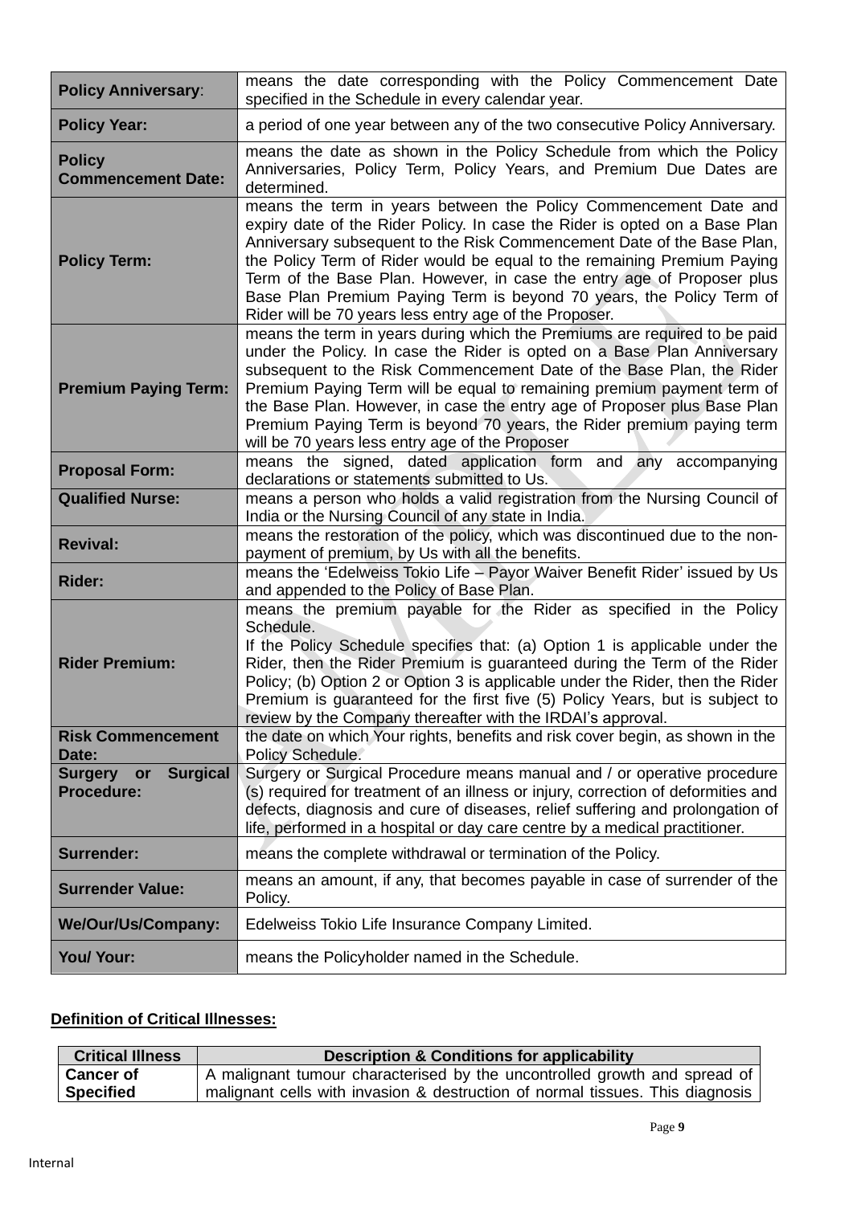| | |
|---|---|
| **Policy Anniversary**: | means the date corresponding with the Policy Commencement Date specified in the Schedule in every calendar year. |
| **Policy Year:** | a period of one year between any of the two consecutive Policy Anniversary. |
| **Policy Commencement Date:** | means the date as shown in the Policy Schedule from which the Policy Anniversaries, Policy Term, Policy Years, and Premium Due Dates are determined. |
| **Policy Term:** | means the term in years between the Policy Commencement Date and expiry date of the Rider Policy. In case the Rider is opted on a Base Plan Anniversary subsequent to the Risk Commencement Date of the Base Plan, the Policy Term of Rider would be equal to the remaining Premium Paying Term of the Base Plan. However, in case the entry age of Proposer plus Base Plan Premium Paying Term is beyond 70 years, the Policy Term of Rider will be 70 years less entry age of the Proposer. |
| **Premium Paying Term:** | means the term in years during which the Premiums are required to be paid under the Policy. In case the Rider is opted on a Base Plan Anniversary subsequent to the Risk Commencement Date of the Base Plan, the Rider Premium Paying Term will be equal to remaining premium payment term of the Base Plan. However, in case the entry age of Proposer plus Base Plan Premium Paying Term is beyond 70 years, the Rider premium paying term will be 70 years less entry age of the Proposer |
| **Proposal Form:** | means the signed, dated application form and any accompanying declarations or statements submitted to Us. |
| **Qualified Nurse:** | means a person who holds a valid registration from the Nursing Council of India or the Nursing Council of any state in India. |
| **Revival:** | means the restoration of the policy, which was discontinued due to the non-payment of premium, by Us with all the benefits. |
| **Rider:** | means the 'Edelweiss Tokio Life – Payor Waiver Benefit Rider' issued by Us and appended to the Policy of Base Plan. |
| **Rider Premium:** | means the premium payable for the Rider as specified in the Policy Schedule.<br>If the Policy Schedule specifies that: (a) Option 1 is applicable under the Rider, then the Rider Premium is guaranteed during the Term of the Rider Policy; (b) Option 2 or Option 3 is applicable under the Rider, then the Rider Premium is guaranteed for the first five (5) Policy Years, but is subject to review by the Company thereafter with the IRDAI's approval. |
| **Risk Commencement Date:** | the date on which Your rights, benefits and risk cover begin, as shown in the Policy Schedule. |
| **Surgery or Surgical Procedure:** | Surgery or Surgical Procedure means manual and / or operative procedure (s) required for treatment of an illness or injury, correction of deformities and defects, diagnosis and cure of diseases, relief suffering and prolongation of life, performed in a hospital or day care centre by a medical practitioner. |
| **Surrender:** | means the complete withdrawal or termination of the Policy. |
| **Surrender Value:** | means an amount, if any, that becomes payable in case of surrender of the Policy. |
| **We/Our/Us/Company:** | Edelweiss Tokio Life Insurance Company Limited. |
| **You/ Your:** | means the Policyholder named in the Schedule. |

**Definition of Critical Illnesses:**

| Critical Illness | Description & Conditions for applicability |
|---|---|
| **Cancer of Specified** | A malignant tumour characterised by the uncontrolled growth and spread of malignant cells with invasion & destruction of normal tissues. This diagnosis |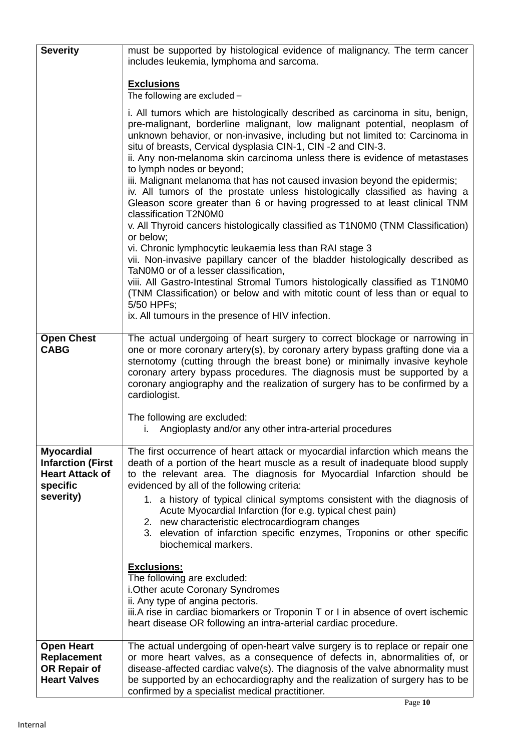| | |
|---|---|
| **Severity** | must be supported by histological evidence of malignancy. The term cancer includes leukemia, lymphoma and sarcoma.<br><br>**<u>Exclusions</u>**<br>The following are excluded –<br><br>i. All tumors which are histologically described as carcinoma in situ, benign, pre-malignant, borderline malignant, low malignant potential, neoplasm of unknown behavior, or non-invasive, including but not limited to: Carcinoma in situ of breasts, Cervical dysplasia CIN-1, CIN -2 and CIN-3.<br>ii. Any non-melanoma skin carcinoma unless there is evidence of metastases to lymph nodes or beyond;<br>iii. Malignant melanoma that has not caused invasion beyond the epidermis;<br>iv. All tumors of the prostate unless histologically classified as having a Gleason score greater than 6 or having progressed to at least clinical TNM classification T2N0M0<br>v. All Thyroid cancers histologically classified as T1N0M0 (TNM Classification) or below;<br>vi. Chronic lymphocytic leukaemia less than RAI stage 3<br>vii. Non-invasive papillary cancer of the bladder histologically described as TaN0M0 or of a lesser classification,<br>viii. All Gastro-Intestinal Stromal Tumors histologically classified as T1N0M0 (TNM Classification) or below and with mitotic count of less than or equal to 5/50 HPFs;<br>ix. All tumours in the presence of HIV infection. |
| **Open Chest CABG** | The actual undergoing of heart surgery to correct blockage or narrowing in one or more coronary artery(s), by coronary artery bypass grafting done via a sternotomy (cutting through the breast bone) or minimally invasive keyhole coronary artery bypass procedures. The diagnosis must be supported by a coronary angiography and the realization of surgery has to be confirmed by a cardiologist.<br><br>The following are excluded:<br>i. Angioplasty and/or any other intra-arterial procedures |
| **Myocardial Infarction (First Heart Attack of specific severity)** | The first occurrence of heart attack or myocardial infarction which means the death of a portion of the heart muscle as a result of inadequate blood supply to the relevant area. The diagnosis for Myocardial Infarction should be evidenced by all of the following criteria:<br>1. a history of typical clinical symptoms consistent with the diagnosis of Acute Myocardial Infarction (for e.g. typical chest pain)<br>2. new characteristic electrocardiogram changes<br>3. elevation of infarction specific enzymes, Troponins or other specific biochemical markers.<br><br>**<u>Exclusions:</u>**<br>The following are excluded:<br>i.Other acute Coronary Syndromes<br>ii. Any type of angina pectoris.<br>iii.A rise in cardiac biomarkers or Troponin T or I in absence of overt ischemic heart disease OR following an intra-arterial cardiac procedure. |
| **Open Heart Replacement OR Repair of Heart Valves** | The actual undergoing of open-heart valve surgery is to replace or repair one or more heart valves, as a consequence of defects in, abnormalities of, or disease-affected cardiac valve(s). The diagnosis of the valve abnormality must be supported by an echocardiography and the realization of surgery has to be confirmed by a specialist medical practitioner. |

Internal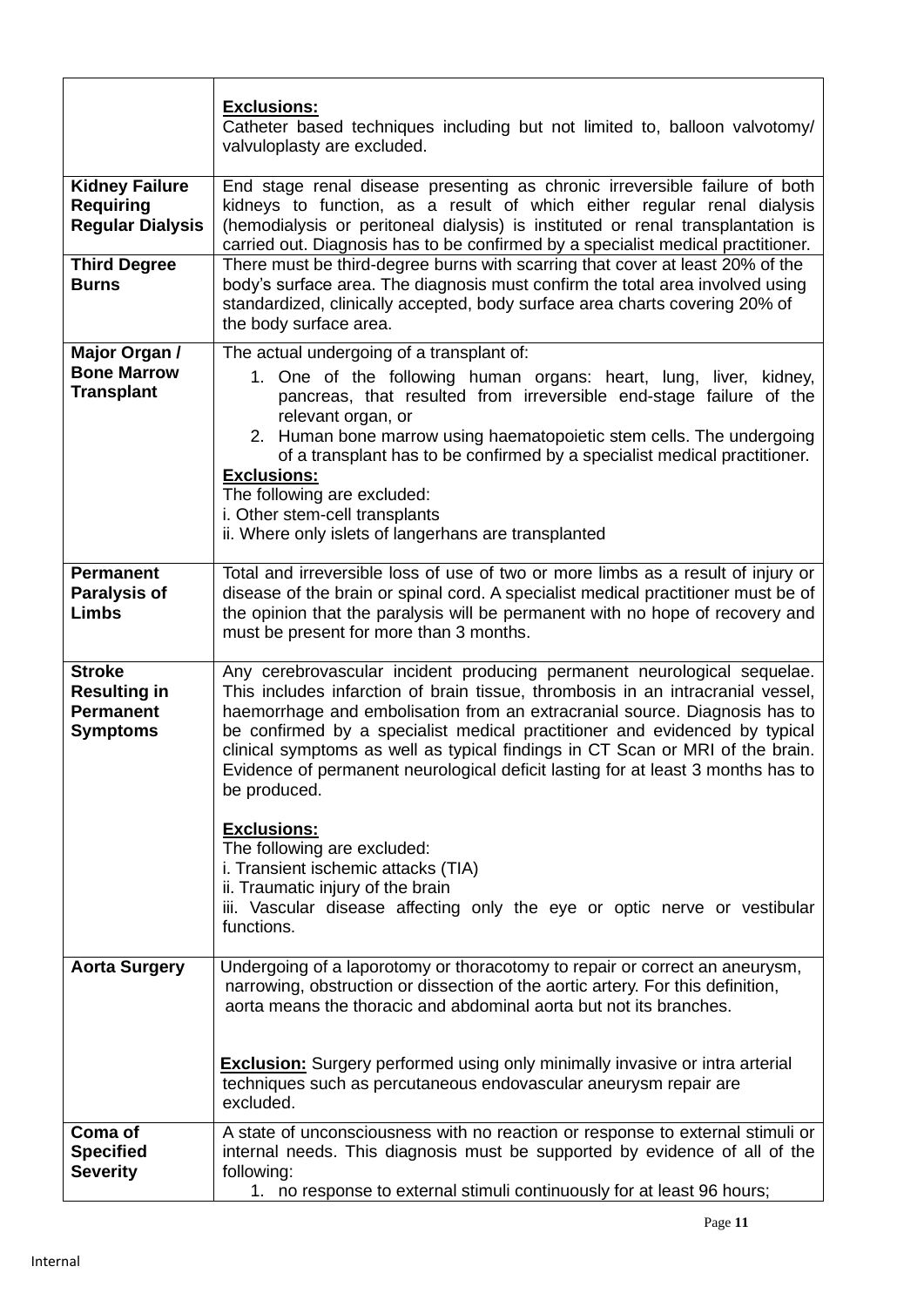| | |
|---|---|
| | **Exclusions:**<br>Catheter based techniques including but not limited to, balloon valvotomy/ valvuloplasty are excluded. |
| **Kidney Failure Requiring Regular Dialysis** | End stage renal disease presenting as chronic irreversible failure of both kidneys to function, as a result of which either regular renal dialysis (hemodialysis or peritoneal dialysis) is instituted or renal transplantation is carried out. Diagnosis has to be confirmed by a specialist medical practitioner. |
| **Third Degree Burns** | There must be third-degree burns with scarring that cover at least 20% of the body's surface area. The diagnosis must confirm the total area involved using standardized, clinically accepted, body surface area charts covering 20% of the body surface area. |
| **Major Organ / Bone Marrow Transplant** | The actual undergoing of a transplant of:<br>1. One of the following human organs: heart, lung, liver, kidney, pancreas, that resulted from irreversible end-stage failure of the relevant organ, or<br>2. Human bone marrow using haematopoietic stem cells. The undergoing of a transplant has to be confirmed by a specialist medical practitioner.<br>**Exclusions:**<br>The following are excluded:<br>i. Other stem-cell transplants<br>ii. Where only islets of langerhans are transplanted |
| **Permanent Paralysis of Limbs** | Total and irreversible loss of use of two or more limbs as a result of injury or disease of the brain or spinal cord. A specialist medical practitioner must be of the opinion that the paralysis will be permanent with no hope of recovery and must be present for more than 3 months. |
| **Stroke Resulting in Permanent Symptoms** | Any cerebrovascular incident producing permanent neurological sequelae. This includes infarction of brain tissue, thrombosis in an intracranial vessel, haemorrhage and embolisation from an extracranial source. Diagnosis has to be confirmed by a specialist medical practitioner and evidenced by typical clinical symptoms as well as typical findings in CT Scan or MRI of the brain. Evidence of permanent neurological deficit lasting for at least 3 months has to be produced.<br><br>**Exclusions:**<br>The following are excluded:<br>i. Transient ischemic attacks (TIA)<br>ii. Traumatic injury of the brain<br>iii. Vascular disease affecting only the eye or optic nerve or vestibular functions. |
| **Aorta Surgery** | Undergoing of a laporotomy or thoracotomy to repair or correct an aneurysm, narrowing, obstruction or dissection of the aortic artery. For this definition, aorta means the thoracic and abdominal aorta but not its branches.<br><br>**Exclusion:** Surgery performed using only minimally invasive or intra arterial techniques such as percutaneous endovascular aneurysm repair are excluded. |
| **Coma of Specified Severity** | A state of unconsciousness with no reaction or response to external stimuli or internal needs. This diagnosis must be supported by evidence of all of the following:<br>1. no response to external stimuli continuously for at least 96 hours; |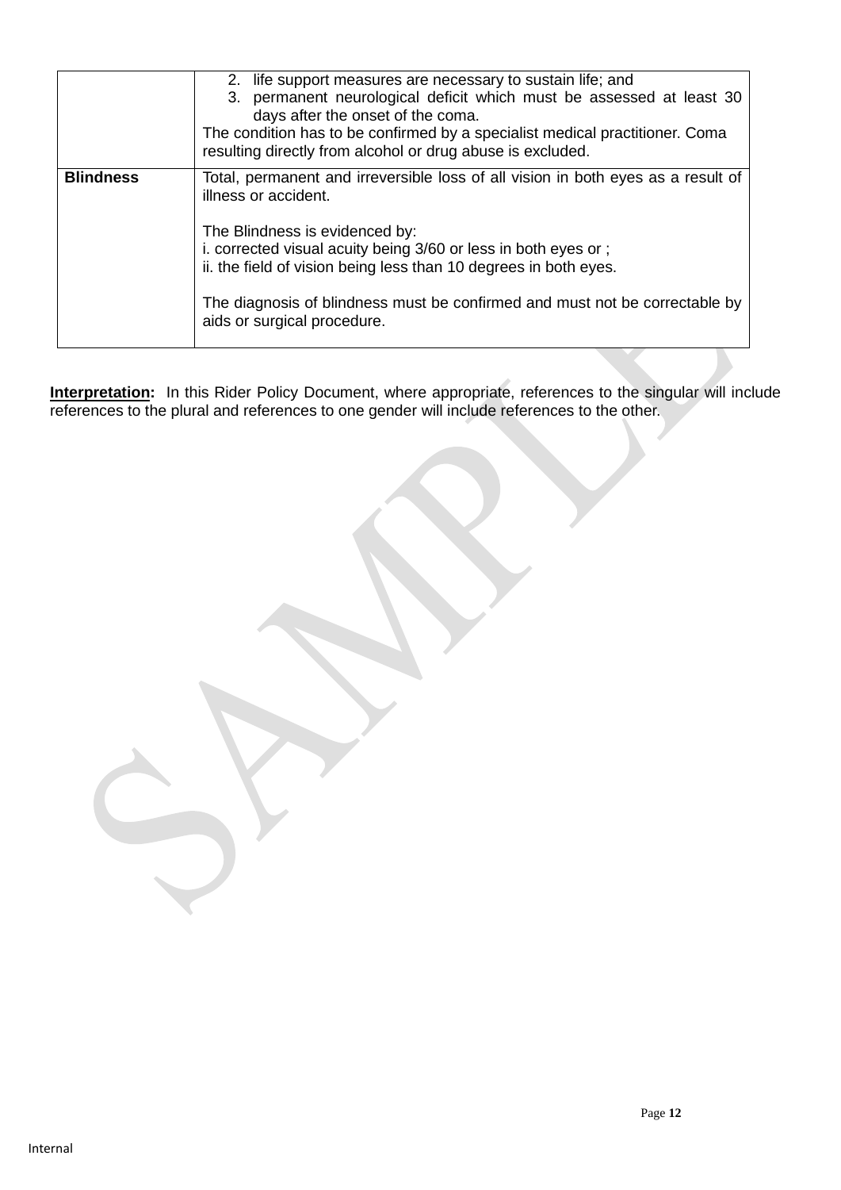| | |
|---|---|
| | 2. life support measures are necessary to sustain life; and<br>3. permanent neurological deficit which must be assessed at least 30 days after the onset of the coma.<br>The condition has to be confirmed by a specialist medical practitioner. Coma resulting directly from alcohol or drug abuse is excluded. |
| **Blindness** | Total, permanent and irreversible loss of all vision in both eyes as a result of illness or accident.<br><br>The Blindness is evidenced by:<br>i. corrected visual acuity being 3/60 or less in both eyes or ;<br>ii. the field of vision being less than 10 degrees in both eyes.<br><br>The diagnosis of blindness must be confirmed and must not be correctable by aids or surgical procedure. |

**Interpretation:** In this Rider Policy Document, where appropriate, references to the singular will include references to the plural and references to one gender will include references to the other.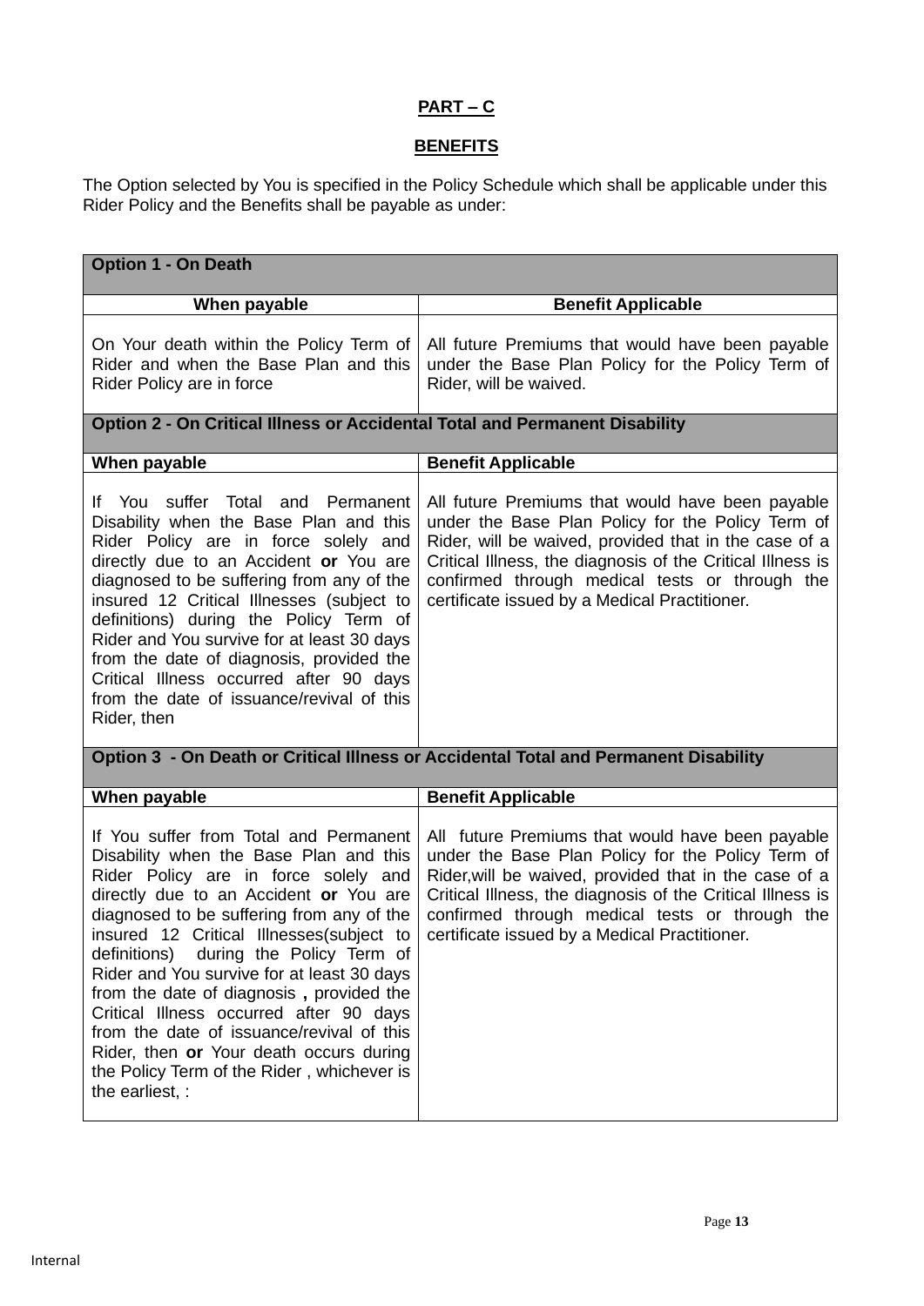**PART – C**

**BENEFITS**

The Option selected by You is specified in the Policy Schedule which shall be applicable under this Rider Policy and the Benefits shall be payable as under:

| **Option 1 - On Death** | |
|---|---|
| **When payable** | **Benefit Applicable** |
| On Your death within the Policy Term of Rider and when the Base Plan and this Rider Policy are in force | All future Premiums that would have been payable under the Base Plan Policy for the Policy Term of Rider, will be waived. |
| **Option 2 - On Critical Illness or Accidental Total and Permanent Disability** | |
| **When payable** | **Benefit Applicable** |
| If You suffer Total and Permanent Disability when the Base Plan and this Rider Policy are in force solely and directly due to an Accident **or** You are diagnosed to be suffering from any of the insured 12 Critical Illnesses (subject to definitions) during the Policy Term of Rider and You survive for at least 30 days from the date of diagnosis, provided the Critical Illness occurred after 90 days from the date of issuance/revival of this Rider, then | All future Premiums that would have been payable under the Base Plan Policy for the Policy Term of Rider, will be waived, provided that in the case of a Critical Illness, the diagnosis of the Critical Illness is confirmed through medical tests or through the certificate issued by a Medical Practitioner. |
| **Option 3 - On Death or Critical Illness or Accidental Total and Permanent Disability** | |
| **When payable** | **Benefit Applicable** |
| If You suffer from Total and Permanent Disability when the Base Plan and this Rider Policy are in force solely and directly due to an Accident **or** You are diagnosed to be suffering from any of the insured 12 Critical Illnesses(subject to definitions) during the Policy Term of Rider and You survive for at least 30 days from the date of diagnosis **,** provided the Critical Illness occurred after 90 days from the date of issuance/revival of this Rider, then **or** Your death occurs during the Policy Term of the Rider , whichever is the earliest, : | All future Premiums that would have been payable under the Base Plan Policy for the Policy Term of Rider,will be waived, provided that in the case of a Critical Illness, the diagnosis of the Critical Illness is confirmed through medical tests or through the certificate issued by a Medical Practitioner. |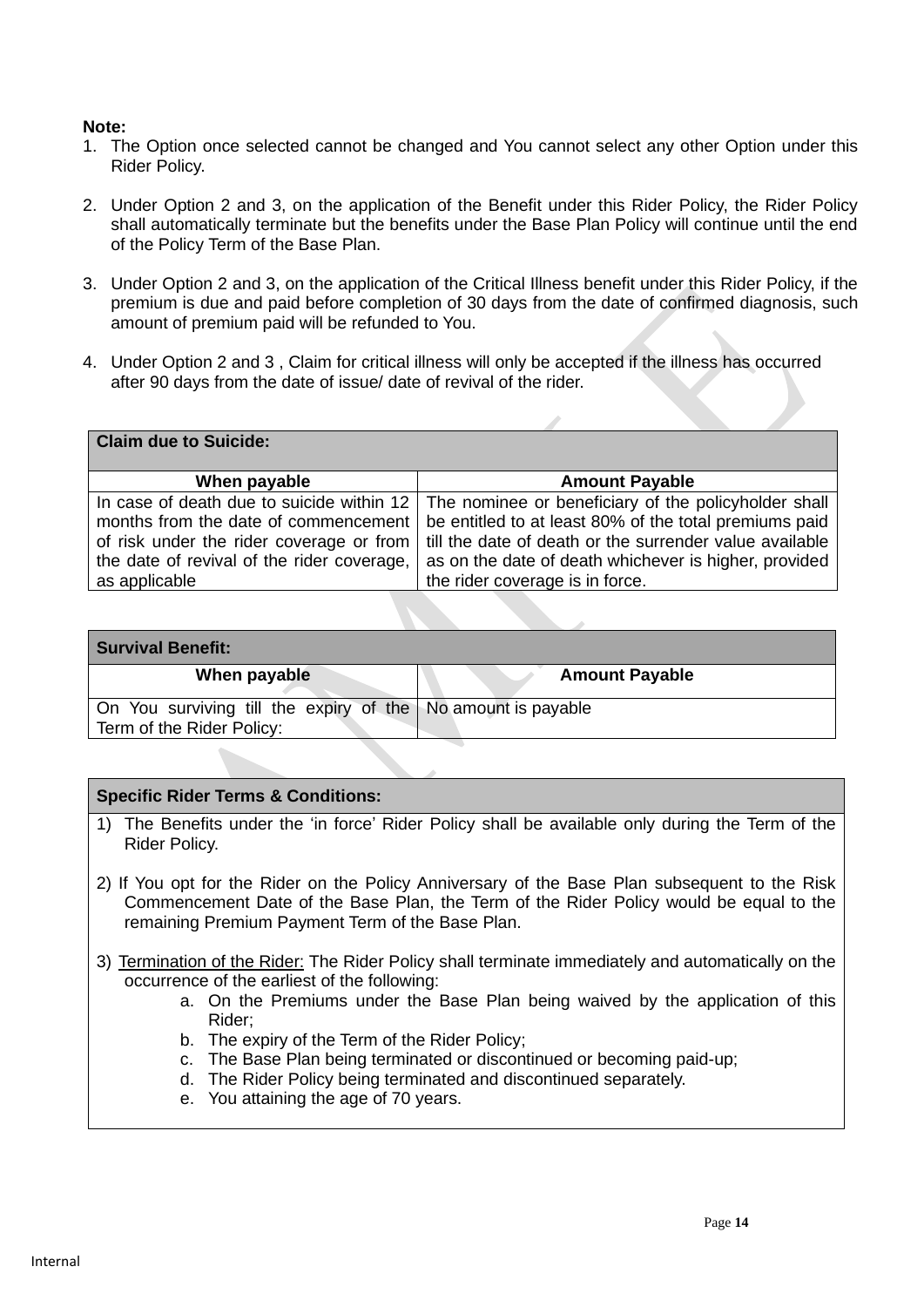**Note:**

1. The Option once selected cannot be changed and You cannot select any other Option under this Rider Policy.

2. Under Option 2 and 3, on the application of the Benefit under this Rider Policy, the Rider Policy shall automatically terminate but the benefits under the Base Plan Policy will continue until the end of the Policy Term of the Base Plan.

3. Under Option 2 and 3, on the application of the Critical Illness benefit under this Rider Policy, if the premium is due and paid before completion of 30 days from the date of confirmed diagnosis, such amount of premium paid will be refunded to You.

4. Under Option 2 and 3 , Claim for critical illness will only be accepted if the illness has occurred after 90 days from the date of issue/ date of revival of the rider.

| **Claim due to Suicide:** | |
|---|---|
| **When payable** | **Amount Payable** |
| In case of death due to suicide within 12 months from the date of commencement of risk under the rider coverage or from the date of revival of the rider coverage, as applicable | The nominee or beneficiary of the policyholder shall be entitled to at least 80% of the total premiums paid till the date of death or the surrender value available as on the date of death whichever is higher, provided the rider coverage is in force. |

| **Survival Benefit:** | |
|---|---|
| **When payable** | **Amount Payable** |
| On You surviving till the expiry of the Term of the Rider Policy: | No amount is payable |

**Specific Rider Terms & Conditions:**

1) The Benefits under the 'in force' Rider Policy shall be available only during the Term of the Rider Policy.

2) If You opt for the Rider on the Policy Anniversary of the Base Plan subsequent to the Risk Commencement Date of the Base Plan, the Term of the Rider Policy would be equal to the remaining Premium Payment Term of the Base Plan.

3) Termination of the Rider: The Rider Policy shall terminate immediately and automatically on the occurrence of the earliest of the following:
   a. On the Premiums under the Base Plan being waived by the application of this Rider;
   b. The expiry of the Term of the Rider Policy;
   c. The Base Plan being terminated or discontinued or becoming paid-up;
   d. The Rider Policy being terminated and discontinued separately.
   e. You attaining the age of 70 years.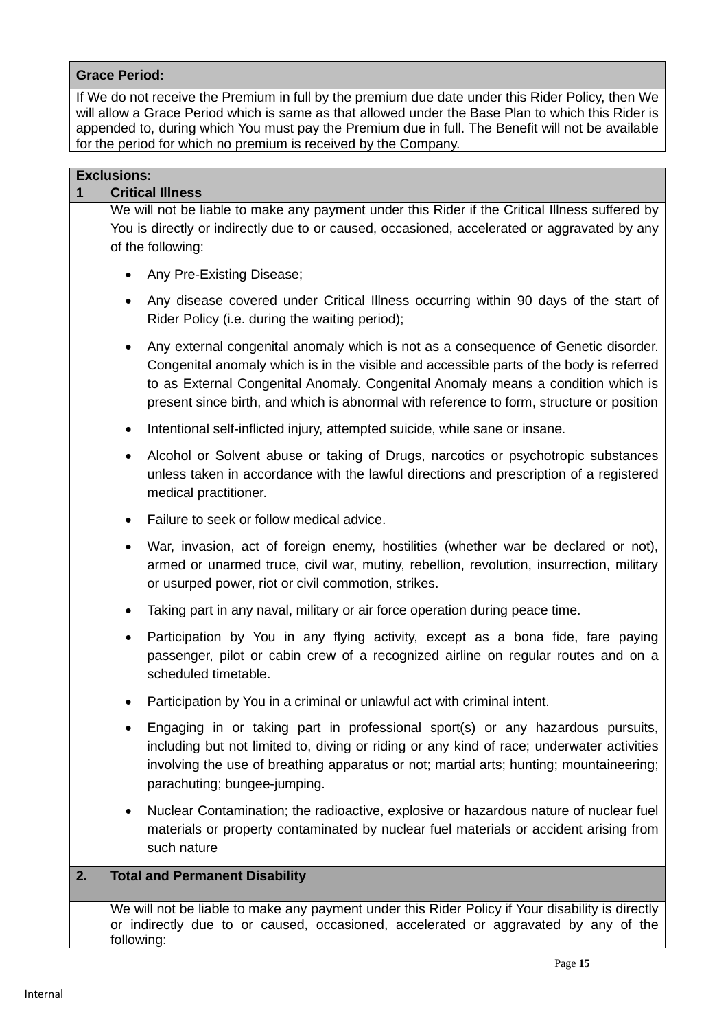| Grace Period: |
|---|
| If We do not receive the Premium in full by the premium due date under this Rider Policy, then We will allow a Grace Period which is same as that allowed under the Base Plan to which this Rider is appended to, during which You must pay the Premium due in full. The Benefit will not be available for the period for which no premium is received by the Company. |

| Exclusions: | |
|---|---|
| 1 | **Critical Illness** |
| | We will not be liable to make any payment under this Rider if the Critical Illness suffered by You is directly or indirectly due to or caused, occasioned, accelerated or aggravated by any of the following:<br>• Any Pre-Existing Disease;<br>• Any disease covered under Critical Illness occurring within 90 days of the start of Rider Policy (i.e. during the waiting period);<br>• Any external congenital anomaly which is not as a consequence of Genetic disorder. Congenital anomaly which is in the visible and accessible parts of the body is referred to as External Congenital Anomaly. Congenital Anomaly means a condition which is present since birth, and which is abnormal with reference to form, structure or position<br>• Intentional self-inflicted injury, attempted suicide, while sane or insane.<br>• Alcohol or Solvent abuse or taking of Drugs, narcotics or psychotropic substances unless taken in accordance with the lawful directions and prescription of a registered medical practitioner.<br>• Failure to seek or follow medical advice.<br>• War, invasion, act of foreign enemy, hostilities (whether war be declared or not), armed or unarmed truce, civil war, mutiny, rebellion, revolution, insurrection, military or usurped power, riot or civil commotion, strikes.<br>• Taking part in any naval, military or air force operation during peace time.<br>• Participation by You in any flying activity, except as a bona fide, fare paying passenger, pilot or cabin crew of a recognized airline on regular routes and on a scheduled timetable.<br>• Participation by You in a criminal or unlawful act with criminal intent.<br>• Engaging in or taking part in professional sport(s) or any hazardous pursuits, including but not limited to, diving or riding or any kind of race; underwater activities involving the use of breathing apparatus or not; martial arts; hunting; mountaineering; parachuting; bungee-jumping.<br>• Nuclear Contamination; the radioactive, explosive or hazardous nature of nuclear fuel materials or property contaminated by nuclear fuel materials or accident arising from such nature |
| 2. | **Total and Permanent Disability** |
| | We will not be liable to make any payment under this Rider Policy if Your disability is directly or indirectly due to or caused, occasioned, accelerated or aggravated by any of the following: |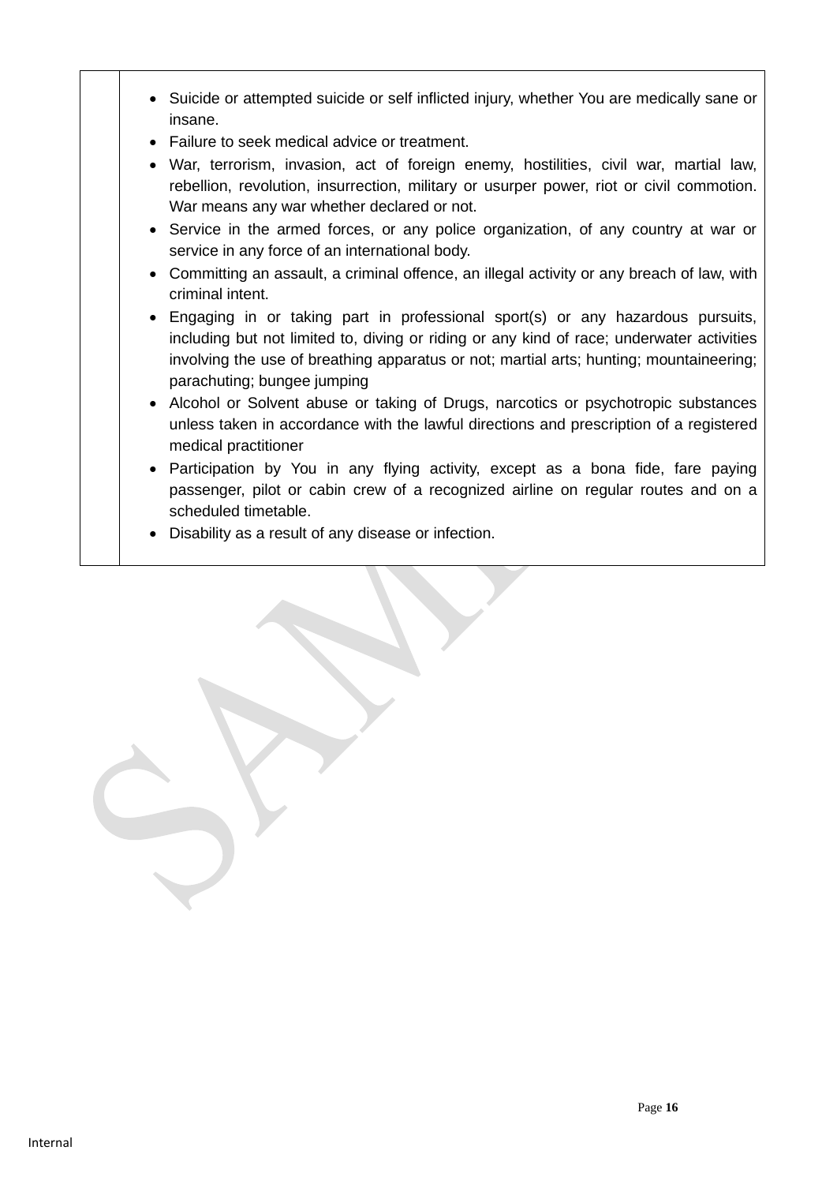| | |
|---|---|
| | • Suicide or attempted suicide or self inflicted injury, whether You are medically sane or insane.<br>• Failure to seek medical advice or treatment.<br>• War, terrorism, invasion, act of foreign enemy, hostilities, civil war, martial law, rebellion, revolution, insurrection, military or usurper power, riot or civil commotion. War means any war whether declared or not.<br>• Service in the armed forces, or any police organization, of any country at war or service in any force of an international body.<br>• Committing an assault, a criminal offence, an illegal activity or any breach of law, with criminal intent.<br>• Engaging in or taking part in professional sport(s) or any hazardous pursuits, including but not limited to, diving or riding or any kind of race; underwater activities involving the use of breathing apparatus or not; martial arts; hunting; mountaineering; parachuting; bungee jumping<br>• Alcohol or Solvent abuse or taking of Drugs, narcotics or psychotropic substances unless taken in accordance with the lawful directions and prescription of a registered medical practitioner<br>• Participation by You in any flying activity, except as a bona fide, fare paying passenger, pilot or cabin crew of a recognized airline on regular routes and on a scheduled timetable.<br>• Disability as a result of any disease or infection. |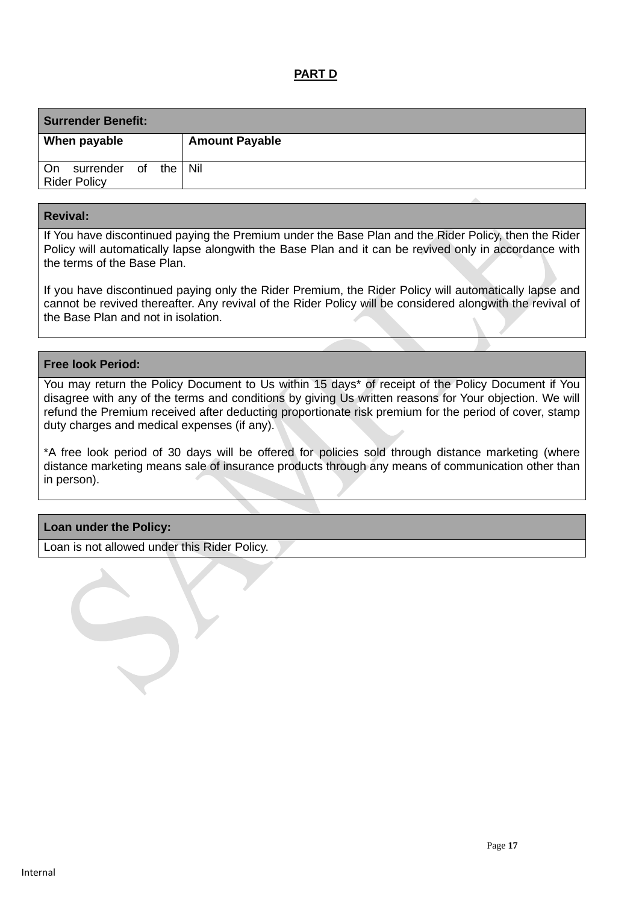## PART D

| Surrender Benefit: | |
|---|---|
| **When payable** | **Amount Payable** |
| On surrender of the Rider Policy | Nil |

| Revival: |
|---|
| If You have discontinued paying the Premium under the Base Plan and the Rider Policy, then the Rider Policy will automatically lapse alongwith the Base Plan and it can be revived only in accordance with the terms of the Base Plan.<br><br>If you have discontinued paying only the Rider Premium, the Rider Policy will automatically lapse and cannot be revived thereafter. Any revival of the Rider Policy will be considered alongwith the revival of the Base Plan and not in isolation. |

| Free look Period: |
|---|
| You may return the Policy Document to Us within 15 days* of receipt of the Policy Document if You disagree with any of the terms and conditions by giving Us written reasons for Your objection. We will refund the Premium received after deducting proportionate risk premium for the period of cover, stamp duty charges and medical expenses (if any).<br><br>*A free look period of 30 days will be offered for policies sold through distance marketing (where distance marketing means sale of insurance products through any means of communication other than in person). |

| Loan under the Policy: |
|---|
| Loan is not allowed under this Rider Policy. |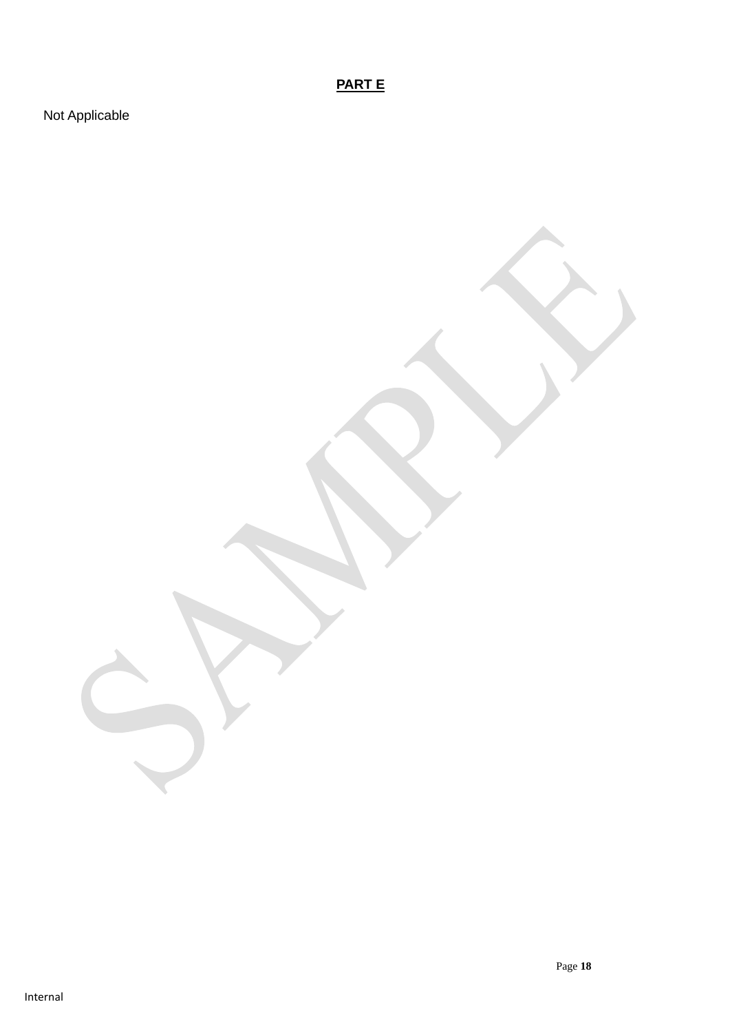**PART E**

Not Applicable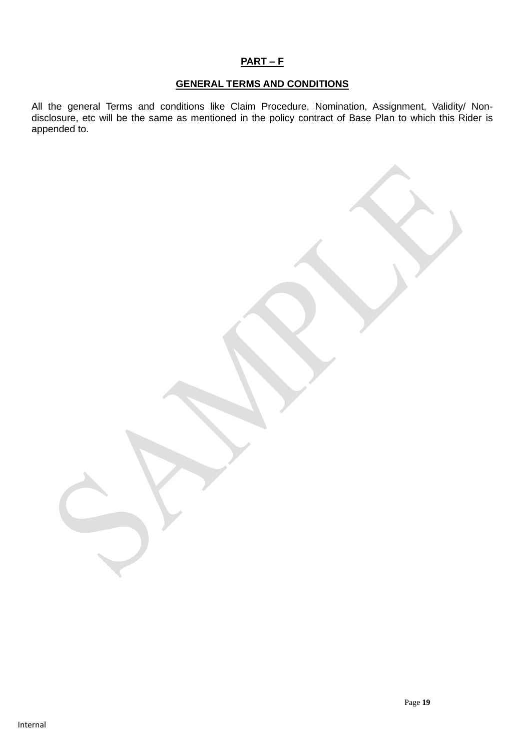## PART – F

### GENERAL TERMS AND CONDITIONS

All the general Terms and conditions like Claim Procedure, Nomination, Assignment, Validity/ Non-disclosure, etc will be the same as mentioned in the policy contract of Base Plan to which this Rider is appended to.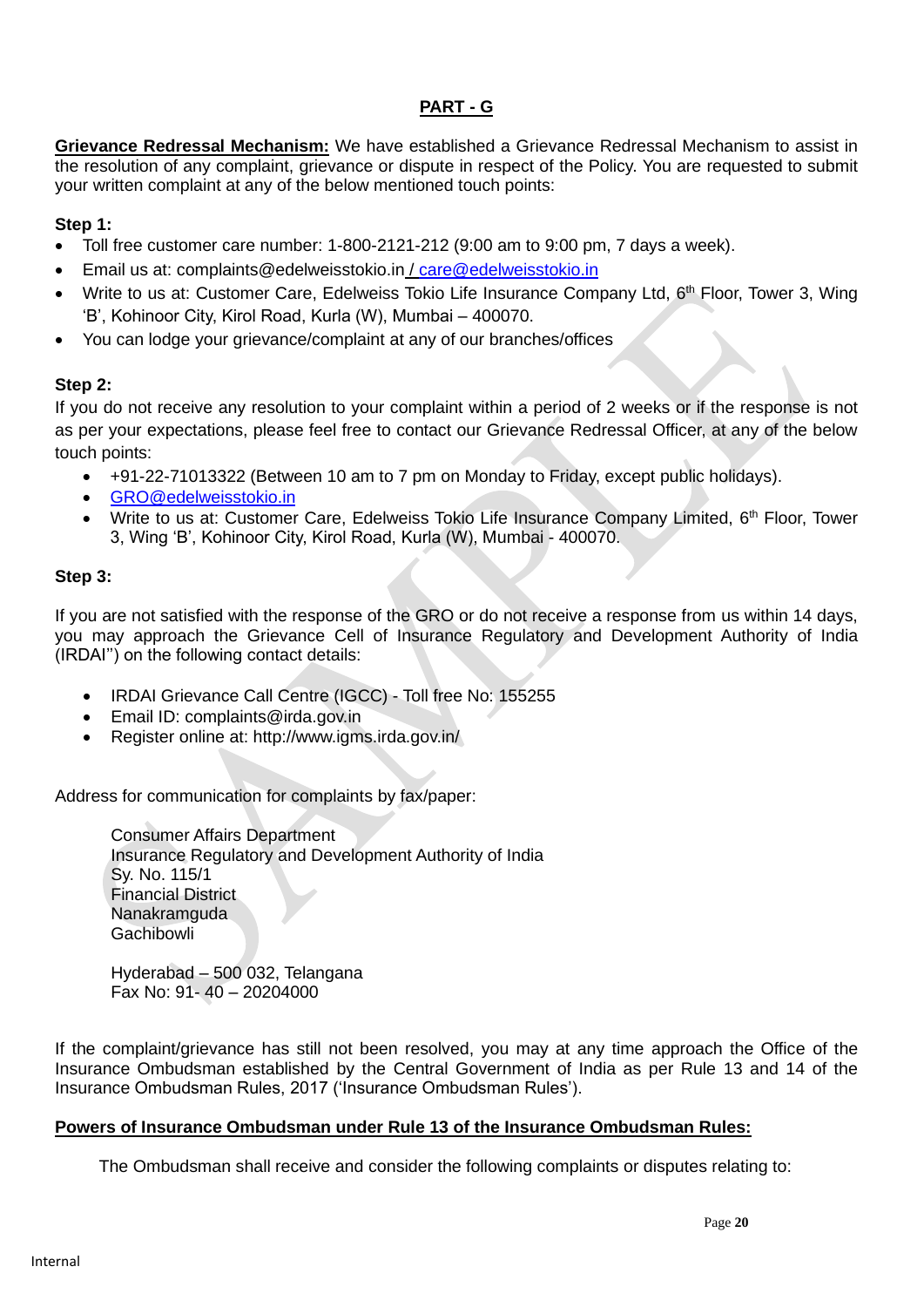## PART - G

**Grievance Redressal Mechanism:** We have established a Grievance Redressal Mechanism to assist in the resolution of any complaint, grievance or dispute in respect of the Policy. You are requested to submit your written complaint at any of the below mentioned touch points:

**Step 1:**

- Toll free customer care number: 1-800-2121-212 (9:00 am to 9:00 pm, 7 days a week).
- Email us at: complaints@edelweisstokio.in / care@edelweisstokio.in
- Write to us at: Customer Care, Edelweiss Tokio Life Insurance Company Ltd, 6th Floor, Tower 3, Wing 'B', Kohinoor City, Kirol Road, Kurla (W), Mumbai – 400070.
- You can lodge your grievance/complaint at any of our branches/offices

**Step 2:**

If you do not receive any resolution to your complaint within a period of 2 weeks or if the response is not as per your expectations, please feel free to contact our Grievance Redressal Officer, at any of the below touch points:

- +91-22-71013322 (Between 10 am to 7 pm on Monday to Friday, except public holidays).
- GRO@edelweisstokio.in
- Write to us at: Customer Care, Edelweiss Tokio Life Insurance Company Limited, 6th Floor, Tower 3, Wing 'B', Kohinoor City, Kirol Road, Kurla (W), Mumbai - 400070.

**Step 3:**

If you are not satisfied with the response of the GRO or do not receive a response from us within 14 days, you may approach the Grievance Cell of Insurance Regulatory and Development Authority of India (IRDAI'') on the following contact details:

- IRDAI Grievance Call Centre (IGCC) - Toll free No: 155255
- Email ID: complaints@irda.gov.in
- Register online at: http://www.igms.irda.gov.in/

Address for communication for complaints by fax/paper:

Consumer Affairs Department
Insurance Regulatory and Development Authority of India
Sy. No. 115/1
Financial District
Nanakramguda
Gachibowli

Hyderabad – 500 032, Telangana
Fax No: 91- 40 – 20204000

If the complaint/grievance has still not been resolved, you may at any time approach the Office of the Insurance Ombudsman established by the Central Government of India as per Rule 13 and 14 of the Insurance Ombudsman Rules, 2017 ('Insurance Ombudsman Rules').

**Powers of Insurance Ombudsman under Rule 13 of the Insurance Ombudsman Rules:**

The Ombudsman shall receive and consider the following complaints or disputes relating to: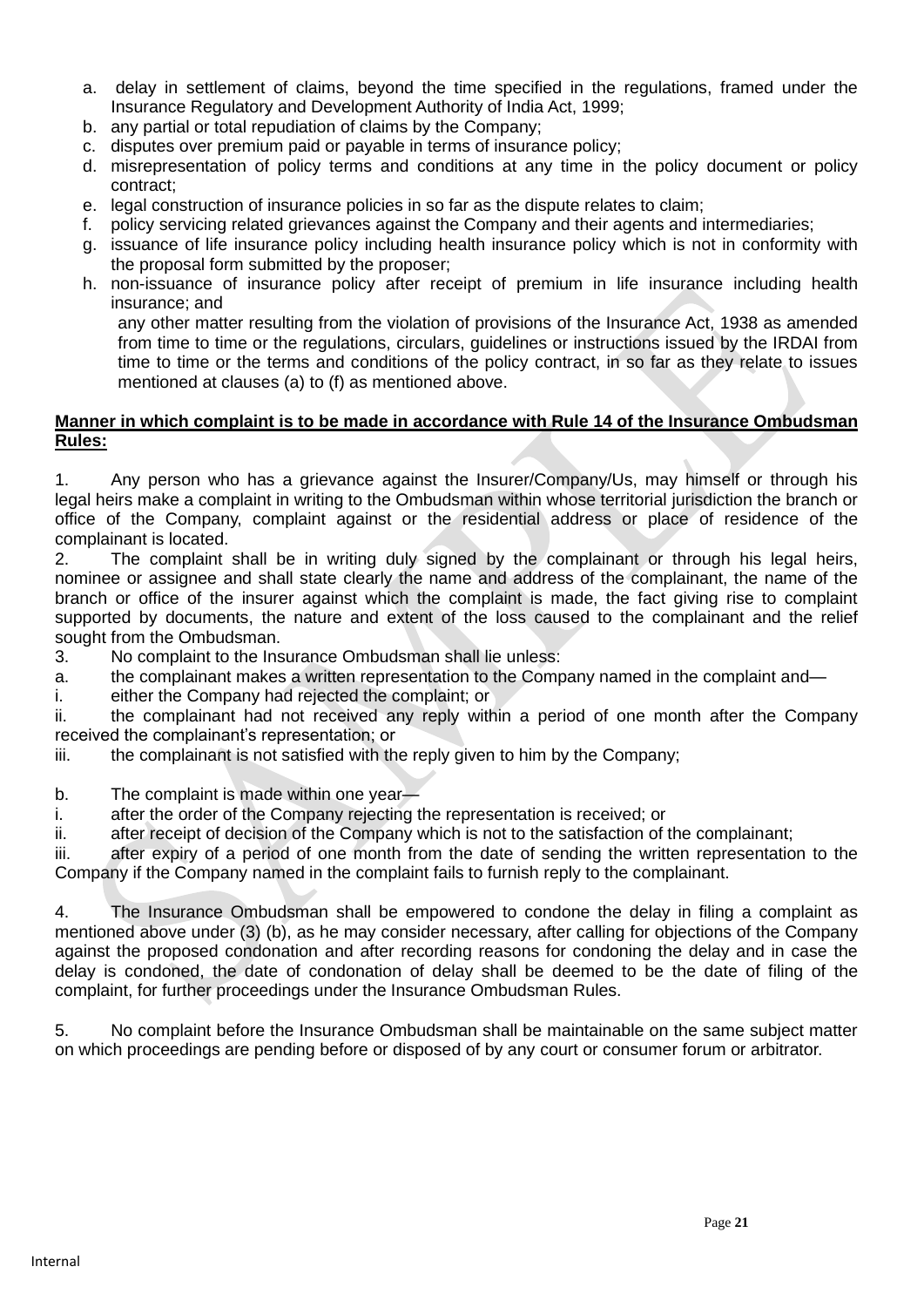a. delay in settlement of claims, beyond the time specified in the regulations, framed under the Insurance Regulatory and Development Authority of India Act, 1999;
b. any partial or total repudiation of claims by the Company;
c. disputes over premium paid or payable in terms of insurance policy;
d. misrepresentation of policy terms and conditions at any time in the policy document or policy contract;
e. legal construction of insurance policies in so far as the dispute relates to claim;
f. policy servicing related grievances against the Company and their agents and intermediaries;
g. issuance of life insurance policy including health insurance policy which is not in conformity with the proposal form submitted by the proposer;
h. non-issuance of insurance policy after receipt of premium in life insurance including health insurance; and

   any other matter resulting from the violation of provisions of the Insurance Act, 1938 as amended from time to time or the regulations, circulars, guidelines or instructions issued by the IRDAI from time to time or the terms and conditions of the policy contract, in so far as they relate to issues mentioned at clauses (a) to (f) as mentioned above.

**<u>Manner in which complaint is to be made in accordance with Rule 14 of the Insurance Ombudsman Rules:</u>**

1. Any person who has a grievance against the Insurer/Company/Us, may himself or through his legal heirs make a complaint in writing to the Ombudsman within whose territorial jurisdiction the branch or office of the Company, complaint against or the residential address or place of residence of the complainant is located.

2. The complaint shall be in writing duly signed by the complainant or through his legal heirs, nominee or assignee and shall state clearly the name and address of the complainant, the name of the branch or office of the insurer against which the complaint is made, the fact giving rise to complaint supported by documents, the nature and extent of the loss caused to the complainant and the relief sought from the Ombudsman.

3. No complaint to the Insurance Ombudsman shall lie unless:

a. the complainant makes a written representation to the Company named in the complaint and—

i. either the Company had rejected the complaint; or

ii. the complainant had not received any reply within a period of one month after the Company received the complainant's representation; or

iii. the complainant is not satisfied with the reply given to him by the Company;

b. The complaint is made within one year—

i. after the order of the Company rejecting the representation is received; or

ii. after receipt of decision of the Company which is not to the satisfaction of the complainant;

iii. after expiry of a period of one month from the date of sending the written representation to the Company if the Company named in the complaint fails to furnish reply to the complainant.

4. The Insurance Ombudsman shall be empowered to condone the delay in filing a complaint as mentioned above under (3) (b), as he may consider necessary, after calling for objections of the Company against the proposed condonation and after recording reasons for condoning the delay and in case the delay is condoned, the date of condonation of delay shall be deemed to be the date of filing of the complaint, for further proceedings under the Insurance Ombudsman Rules.

5. No complaint before the Insurance Ombudsman shall be maintainable on the same subject matter on which proceedings are pending before or disposed of by any court or consumer forum or arbitrator.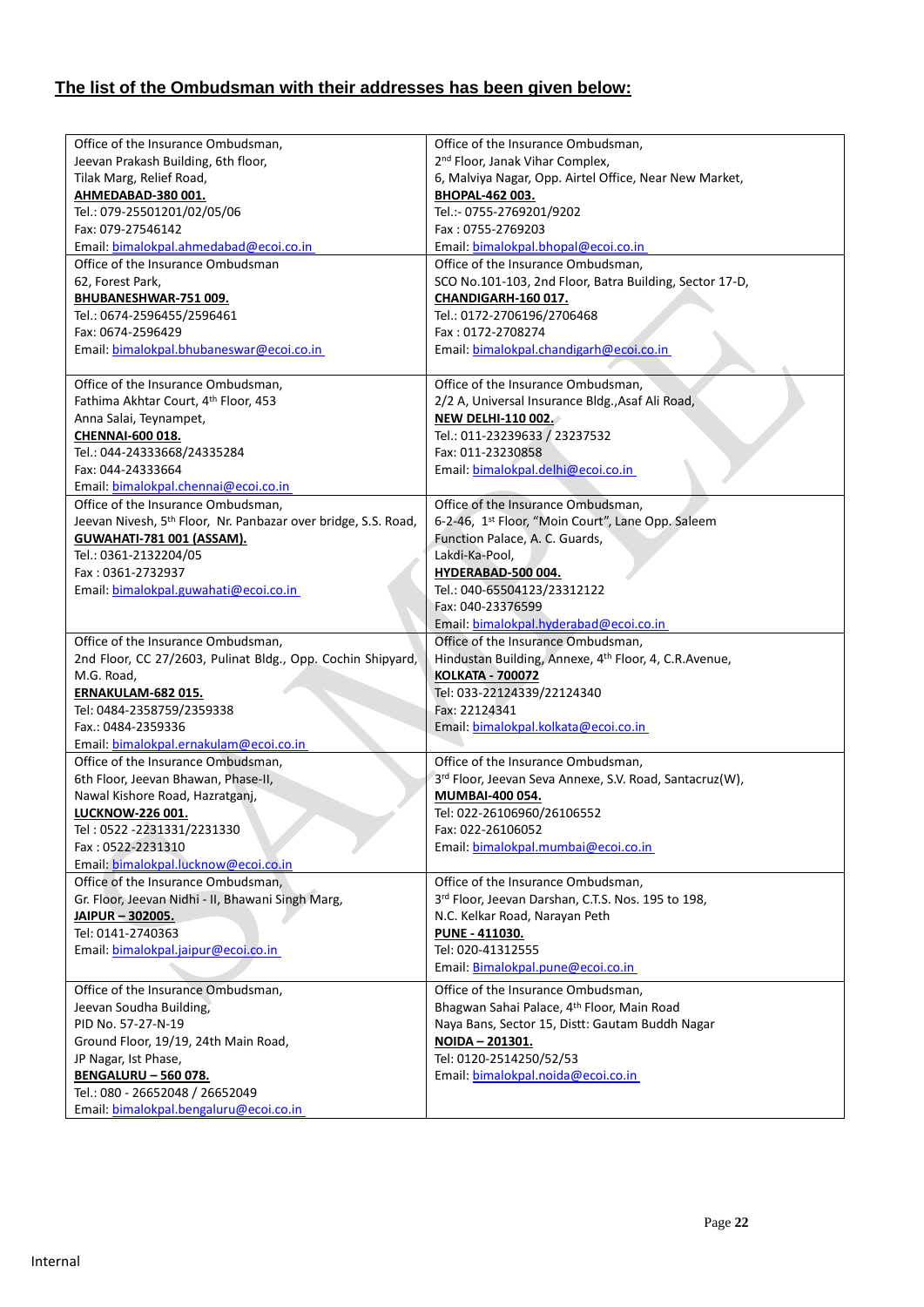## The list of the Ombudsman with their addresses has been given below:

| | |
|---|---|
| Office of the Insurance Ombudsman,<br>Jeevan Prakash Building, 6th floor,<br>Tilak Marg, Relief Road,<br>**AHMEDABAD-380 001.**<br>Tel.: 079-25501201/02/05/06<br>Fax: 079-27546142<br>Email: bimalokpal.ahmedabad@ecoi.co.in | Office of the Insurance Ombudsman,<br>2nd Floor, Janak Vihar Complex,<br>6, Malviya Nagar, Opp. Airtel Office, Near New Market,<br>**BHOPAL-462 003.**<br>Tel.:- 0755-2769201/9202<br>Fax : 0755-2769203<br>Email: bimalokpal.bhopal@ecoi.co.in |
| Office of the Insurance Ombudsman<br>62, Forest Park,<br>**BHUBANESHWAR-751 009.**<br>Tel.: 0674-2596455/2596461<br>Fax: 0674-2596429<br>Email: bimalokpal.bhubaneswar@ecoi.co.in | Office of the Insurance Ombudsman,<br>SCO No.101-103, 2nd Floor, Batra Building, Sector 17-D,<br>**CHANDIGARH-160 017.**<br>Tel.: 0172-2706196/2706468<br>Fax : 0172-2708274<br>Email: bimalokpal.chandigarh@ecoi.co.in |
| Office of the Insurance Ombudsman,<br>Fathima Akhtar Court, 4th Floor, 453<br>Anna Salai, Teynampet,<br>**CHENNAI-600 018.**<br>Tel.: 044-24333668/24335284<br>Fax: 044-24333664<br>Email: bimalokpal.chennai@ecoi.co.in | Office of the Insurance Ombudsman,<br>2/2 A, Universal Insurance Bldg.,Asaf Ali Road,<br>**NEW DELHI-110 002.**<br>Tel.: 011-23239633 / 23237532<br>Fax: 011-23230858<br>Email: bimalokpal.delhi@ecoi.co.in |
| Office of the Insurance Ombudsman,<br>Jeevan Nivesh, 5th Floor, Nr. Panbazar over bridge, S.S. Road,<br>**GUWAHATI-781 001 (ASSAM).**<br>Tel.: 0361-2132204/05<br>Fax : 0361-2732937<br>Email: bimalokpal.guwahati@ecoi.co.in | Office of the Insurance Ombudsman,<br>6-2-46, 1st Floor, "Moin Court", Lane Opp. Saleem Function Palace, A. C. Guards,<br>Lakdi-Ka-Pool,<br>**HYDERABAD-500 004.**<br>Tel.: 040-65504123/23312122<br>Fax: 040-23376599<br>Email: bimalokpal.hyderabad@ecoi.co.in |
| Office of the Insurance Ombudsman,<br>2nd Floor, CC 27/2603, Pulinat Bldg., Opp. Cochin Shipyard, M.G. Road,<br>**ERNAKULAM-682 015.**<br>Tel: 0484-2358759/2359338<br>Fax.: 0484-2359336<br>Email: bimalokpal.ernakulam@ecoi.co.in | Office of the Insurance Ombudsman,<br>Hindustan Building, Annexe, 4th Floor, 4, C.R.Avenue,<br>**KOLKATA - 700072**<br>Tel: 033-22124339/22124340<br>Fax: 22124341<br>Email: bimalokpal.kolkata@ecoi.co.in |
| Office of the Insurance Ombudsman,<br>6th Floor, Jeevan Bhawan, Phase-II,<br>Nawal Kishore Road, Hazratganj,<br>**LUCKNOW-226 001.**<br>Tel : 0522 -2231331/2231330<br>Fax : 0522-2231310<br>Email: bimalokpal.lucknow@ecoi.co.in | Office of the Insurance Ombudsman,<br>3rd Floor, Jeevan Seva Annexe, S.V. Road, Santacruz(W),<br>**MUMBAI-400 054.**<br>Tel: 022-26106960/26106552<br>Fax: 022-26106052<br>Email: bimalokpal.mumbai@ecoi.co.in |
| Office of the Insurance Ombudsman,<br>Gr. Floor, Jeevan Nidhi - II, Bhawani Singh Marg,<br>**JAIPUR – 302005.**<br>Tel: 0141-2740363<br>Email: bimalokpal.jaipur@ecoi.co.in | Office of the Insurance Ombudsman,<br>3rd Floor, Jeevan Darshan, C.T.S. Nos. 195 to 198,<br>N.C. Kelkar Road, Narayan Peth<br>**PUNE - 411030.**<br>Tel: 020-41312555<br>Email: Bimalokpal.pune@ecoi.co.in |
| Office of the Insurance Ombudsman,<br>Jeevan Soudha Building,<br>PID No. 57-27-N-19<br>Ground Floor, 19/19, 24th Main Road,<br>JP Nagar, Ist Phase,<br>**BENGALURU – 560 078.**<br>Tel.: 080 - 26652048 / 26652049<br>Email: bimalokpal.bengaluru@ecoi.co.in | Office of the Insurance Ombudsman,<br>Bhagwan Sahai Palace, 4th Floor, Main Road<br>Naya Bans, Sector 15, Distt: Gautam Buddh Nagar<br>**NOIDA – 201301.**<br>Tel: 0120-2514250/52/53<br>Email: bimalokpal.noida@ecoi.co.in |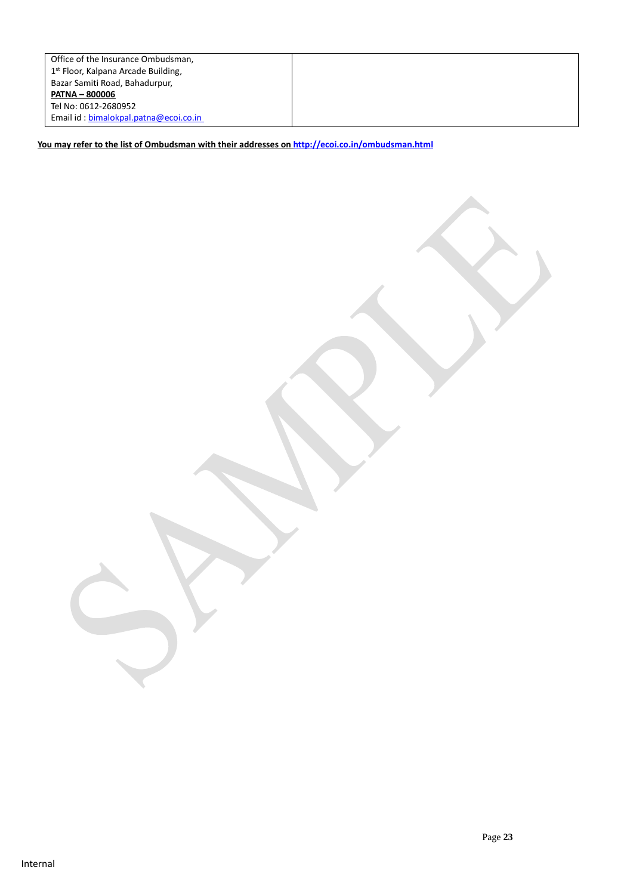| | |
|---|---|
| Office of the Insurance Ombudsman,<br>1st Floor, Kalpana Arcade Building,<br>Bazar Samiti Road, Bahadurpur,<br>**PATNA – 800006**<br>Tel No: 0612-2680952<br>Email id : bimalokpal.patna@ecoi.co.in | |

**You may refer to the list of Ombudsman with their addresses on http://ecoi.co.in/ombudsman.html**